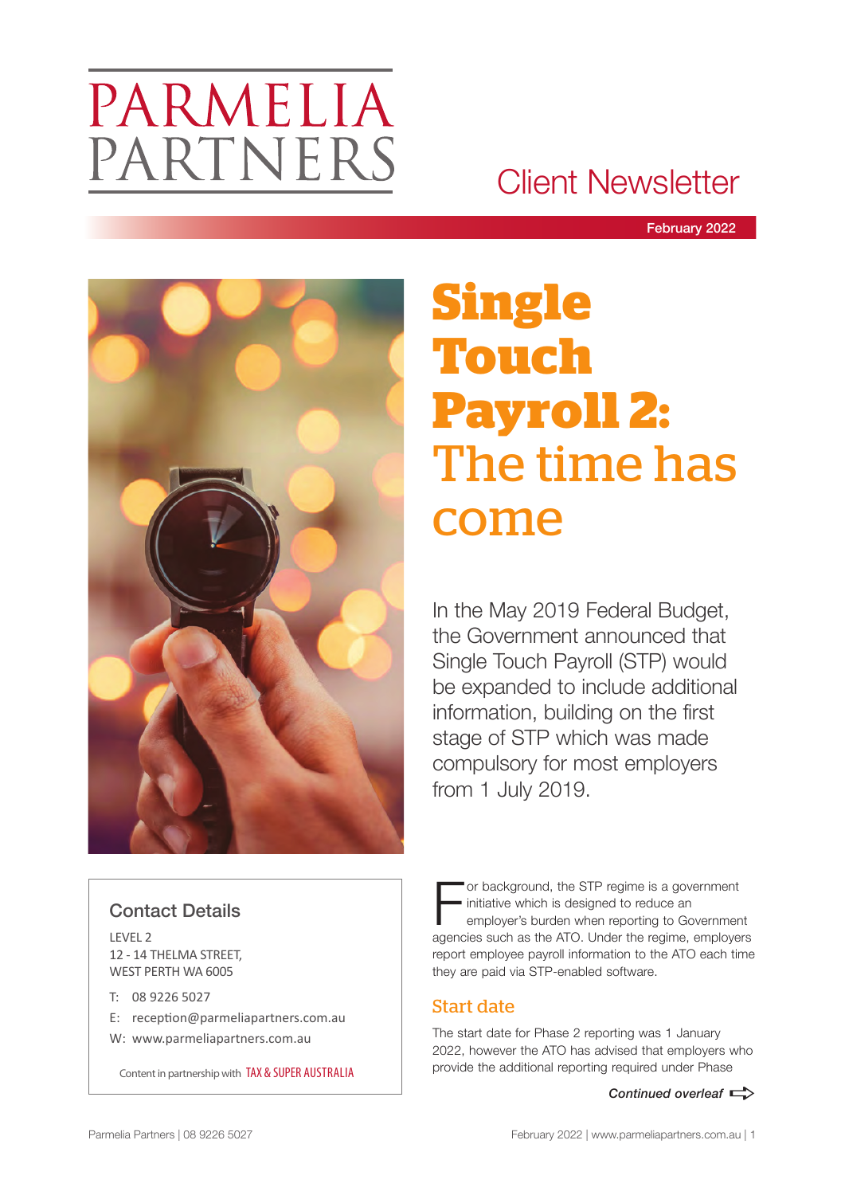# PARMELIA PARTNERS

Client Newsletter

February 2022

# Single Touch Payroll 2: The time has come

In the May 2019 Federal Budget, the Government announced that Single Touch Payroll (STP) would be expanded to include additional information, building on the first stage of STP which was made compulsory for most employers from 1 July 2019.

For background, the STP regime is a government initiative which is designed to reduce an employer's burden when reporting to Government agencies such as the ATO. Under the regime, employers report employee payroll information to the ATO each time they are paid via STP-enabled software.

## Start date

The start date for Phase 2 reporting was 1 January 2022, however the ATO has advised that employers who provide the additional reporting required under Phase

*Continued overleaf*

### Contact Details

LEVEL 2
12 - 14 THELMA STREET,
WEST PERTH WA 6005

T: 08 9226 5027

E: reception@parmeliapartners.com.au

W: www.parmeliapartners.com.au

Content in partnership with TAX & SUPER AUSTRALIA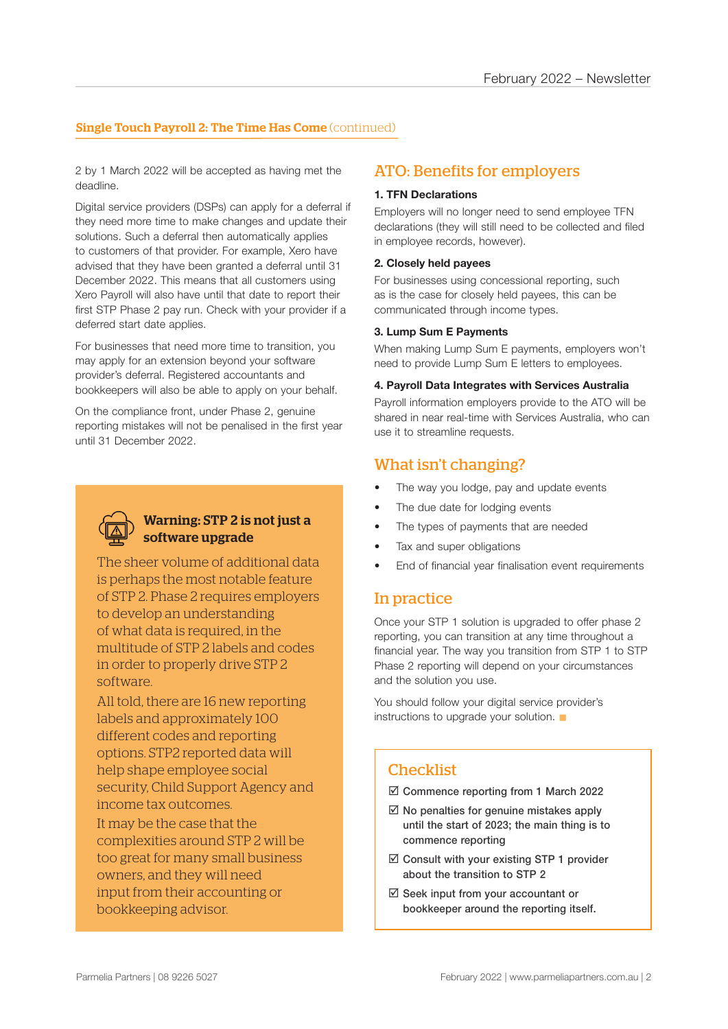## Single Touch Payroll 2: The Time Has Come (continued)

2 by 1 March 2022 will be accepted as having met the deadline.

Digital service providers (DSPs) can apply for a deferral if they need more time to make changes and update their solutions. Such a deferral then automatically applies to customers of that provider. For example, Xero have advised that they have been granted a deferral until 31 December 2022. This means that all customers using Xero Payroll will also have until that date to report their first STP Phase 2 pay run. Check with your provider if a deferred start date applies.

For businesses that need more time to transition, you may apply for an extension beyond your software provider's deferral. Registered accountants and bookkeepers will also be able to apply on your behalf.

On the compliance front, under Phase 2, genuine reporting mistakes will not be penalised in the first year until 31 December 2022.

### Warning: STP 2 is not just a software upgrade

The sheer volume of additional data is perhaps the most notable feature of STP 2. Phase 2 requires employers to develop an understanding of what data is required, in the multitude of STP 2 labels and codes in order to properly drive STP 2 software.

All told, there are 16 new reporting labels and approximately 100 different codes and reporting options. STP2 reported data will help shape employee social security, Child Support Agency and income tax outcomes.

It may be the case that the complexities around STP 2 will be too great for many small business owners, and they will need input from their accounting or bookkeeping advisor.

## ATO: Benefits for employers

**1. TFN Declarations**

Employers will no longer need to send employee TFN declarations (they will still need to be collected and filed in employee records, however).

**2. Closely held payees**

For businesses using concessional reporting, such as is the case for closely held payees, this can be communicated through income types.

**3. Lump Sum E Payments**

When making Lump Sum E payments, employers won't need to provide Lump Sum E letters to employees.

**4. Payroll Data Integrates with Services Australia**

Payroll information employers provide to the ATO will be shared in near real-time with Services Australia, who can use it to streamline requests.

## What isn't changing?

- The way you lodge, pay and update events
- The due date for lodging events
- The types of payments that are needed
- Tax and super obligations
- End of financial year finalisation event requirements

## In practice

Once your STP 1 solution is upgraded to offer phase 2 reporting, you can transition at any time throughout a financial year. The way you transition from STP 1 to STP Phase 2 reporting will depend on your circumstances and the solution you use.

You should follow your digital service provider's instructions to upgrade your solution.

## Checklist

- ☑ Commence reporting from 1 March 2022
- ☑ No penalties for genuine mistakes apply until the start of 2023; the main thing is to commence reporting
- ☑ Consult with your existing STP 1 provider about the transition to STP 2
- ☑ Seek input from your accountant or bookkeeper around the reporting itself.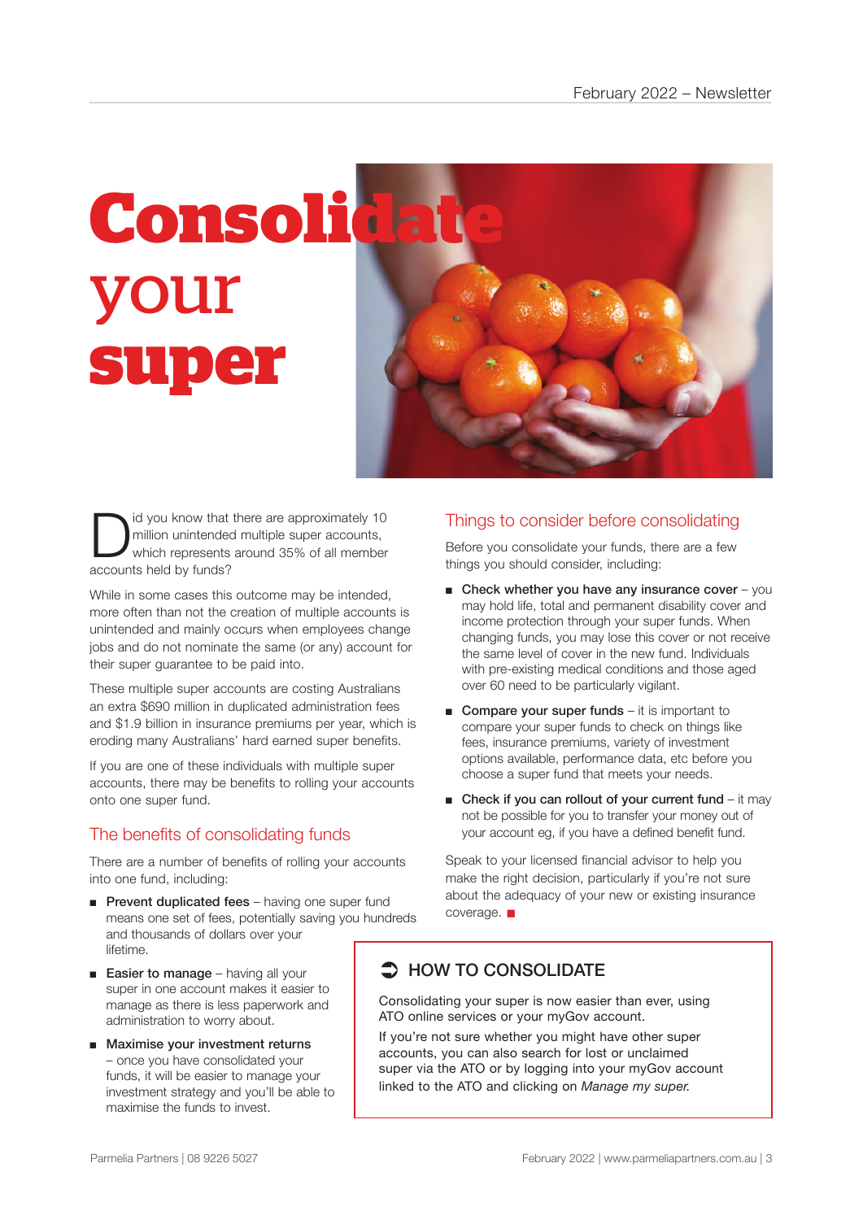# Consolidate your super

Did you know that there are approximately 10 million unintended multiple super accounts, which represents around 35% of all member accounts held by funds?

While in some cases this outcome may be intended, more often than not the creation of multiple accounts is unintended and mainly occurs when employees change jobs and do not nominate the same (or any) account for their super guarantee to be paid into.

These multiple super accounts are costing Australians an extra $690 million in duplicated administration fees and $1.9 billion in insurance premiums per year, which is eroding many Australians' hard earned super benefits.

If you are one of these individuals with multiple super accounts, there may be benefits to rolling your accounts onto one super fund.

## The benefits of consolidating funds

There are a number of benefits of rolling your accounts into one fund, including:

- **Prevent duplicated fees** – having one super fund means one set of fees, potentially saving you hundreds and thousands of dollars over your lifetime.
- **Easier to manage** – having all your super in one account makes it easier to manage as there is less paperwork and administration to worry about.
- **Maximise your investment returns** – once you have consolidated your funds, it will be easier to manage your investment strategy and you'll be able to maximise the funds to invest.

## Things to consider before consolidating

Before you consolidate your funds, there are a few things you should consider, including:

- **Check whether you have any insurance cover** – you may hold life, total and permanent disability cover and income protection through your super funds. When changing funds, you may lose this cover or not receive the same level of cover in the new fund. Individuals with pre-existing medical conditions and those aged over 60 need to be particularly vigilant.
- **Compare your super funds** – it is important to compare your super funds to check on things like fees, insurance premiums, variety of investment options available, performance data, etc before you choose a super fund that meets your needs.
- **Check if you can rollout of your current fund** – it may not be possible for you to transfer your money out of your account eg, if you have a defined benefit fund.

Speak to your licensed financial advisor to help you make the right decision, particularly if you're not sure about the adequacy of your new or existing insurance coverage. ■

### HOW TO CONSOLIDATE

Consolidating your super is now easier than ever, using ATO online services or your myGov account.

If you're not sure whether you might have other super accounts, you can also search for lost or unclaimed super via the ATO or by logging into your myGov account linked to the ATO and clicking on *Manage my super.*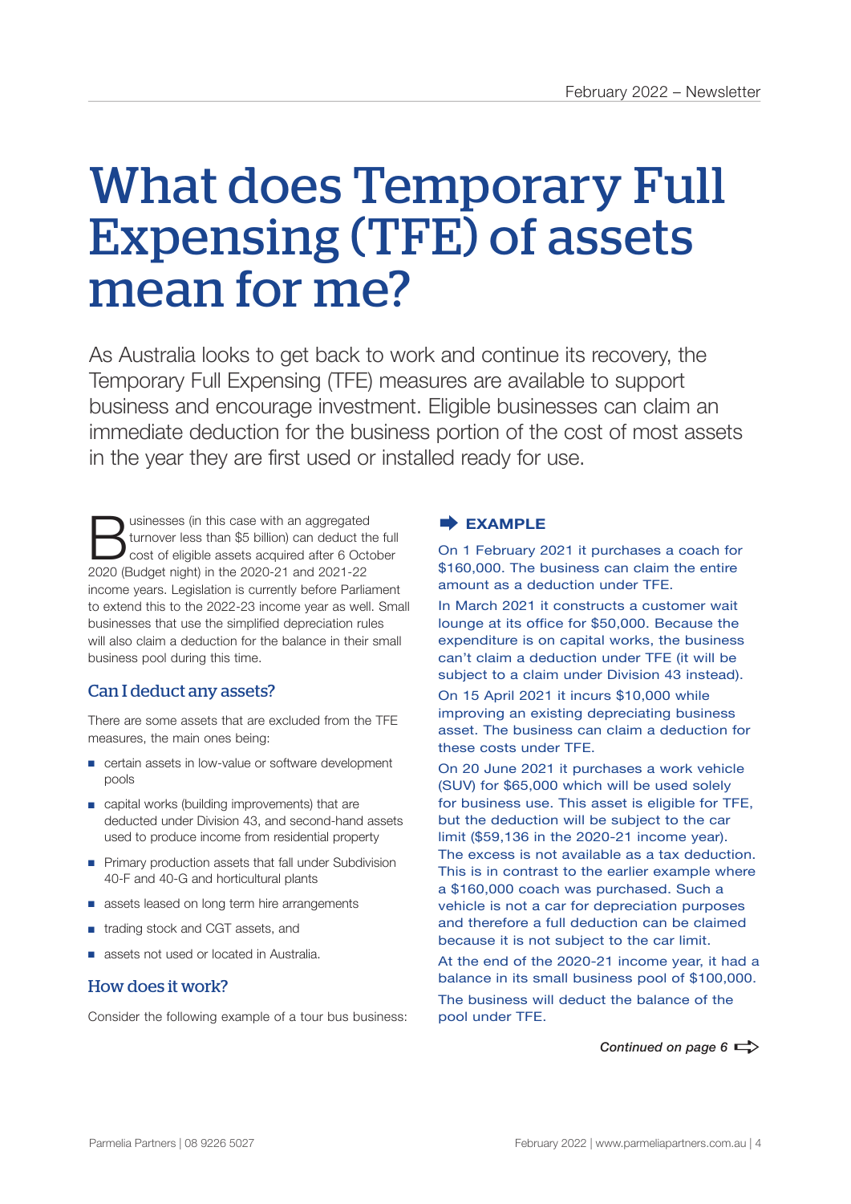# What does Temporary Full Expensing (TFE) of assets mean for me?

As Australia looks to get back to work and continue its recovery, the Temporary Full Expensing (TFE) measures are available to support business and encourage investment. Eligible businesses can claim an immediate deduction for the business portion of the cost of most assets in the year they are first used or installed ready for use.

Businesses (in this case with an aggregated turnover less than $5 billion) can deduct the full cost of eligible assets acquired after 6 October 2020 (Budget night) in the 2020-21 and 2021-22 income years. Legislation is currently before Parliament to extend this to the 2022-23 income year as well. Small businesses that use the simplified depreciation rules will also claim a deduction for the balance in their small business pool during this time.

## Can I deduct any assets?

There are some assets that are excluded from the TFE measures, the main ones being:

- certain assets in low-value or software development pools
- capital works (building improvements) that are deducted under Division 43, and second-hand assets used to produce income from residential property
- Primary production assets that fall under Subdivision 40-F and 40-G and horticultural plants
- assets leased on long term hire arrangements
- trading stock and CGT assets, and
- assets not used or located in Australia.

## How does it work?

Consider the following example of a tour bus business:

**EXAMPLE**

On 1 February 2021 it purchases a coach for $160,000. The business can claim the entire amount as a deduction under TFE.

In March 2021 it constructs a customer wait lounge at its office for $50,000. Because the expenditure is on capital works, the business can't claim a deduction under TFE (it will be subject to a claim under Division 43 instead).

On 15 April 2021 it incurs $10,000 while improving an existing depreciating business asset. The business can claim a deduction for these costs under TFE.

On 20 June 2021 it purchases a work vehicle (SUV) for $65,000 which will be used solely for business use. This asset is eligible for TFE, but the deduction will be subject to the car limit ($59,136 in the 2020-21 income year). The excess is not available as a tax deduction. This is in contrast to the earlier example where a $160,000 coach was purchased. Such a vehicle is not a car for depreciation purposes and therefore a full deduction can be claimed because it is not subject to the car limit.

At the end of the 2020-21 income year, it had a balance in its small business pool of $100,000.

The business will deduct the balance of the pool under TFE.

*Continued on page 6*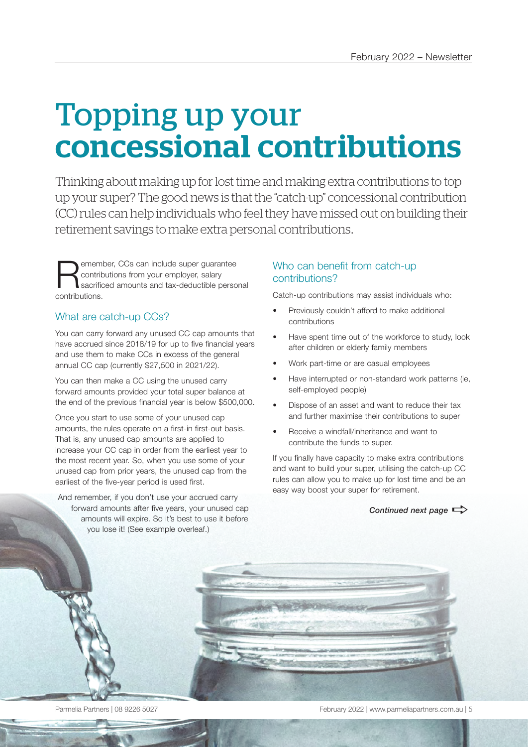# Topping up your concessional contributions

Thinking about making up for lost time and making extra contributions to top up your super? The good news is that the "catch-up" concessional contribution (CC) rules can help individuals who feel they have missed out on building their retirement savings to make extra personal contributions.

Remember, CCs can include super guarantee contributions from your employer, salary sacrificed amounts and tax-deductible personal contributions.

## What are catch-up CCs?

You can carry forward any unused CC cap amounts that have accrued since 2018/19 for up to five financial years and use them to make CCs in excess of the general annual CC cap (currently $27,500 in 2021/22).

You can then make a CC using the unused carry forward amounts provided your total super balance at the end of the previous financial year is below $500,000.

Once you start to use some of your unused cap amounts, the rules operate on a first-in first-out basis. That is, any unused cap amounts are applied to increase your CC cap in order from the earliest year to the most recent year. So, when you use some of your unused cap from prior years, the unused cap from the earliest of the five-year period is used first.

And remember, if you don't use your accrued carry forward amounts after five years, your unused cap amounts will expire. So it's best to use it before you lose it! (See example overleaf.)

## Who can benefit from catch-up contributions?

Catch-up contributions may assist individuals who:

- Previously couldn't afford to make additional contributions
- Have spent time out of the workforce to study, look after children or elderly family members
- Work part-time or are casual employees
- Have interrupted or non-standard work patterns (ie, self-employed people)
- Dispose of an asset and want to reduce their tax and further maximise their contributions to super
- Receive a windfall/inheritance and want to contribute the funds to super.

If you finally have capacity to make extra contributions and want to build your super, utilising the catch-up CC rules can allow you to make up for lost time and be an easy way boost your super for retirement.

***Continued next page***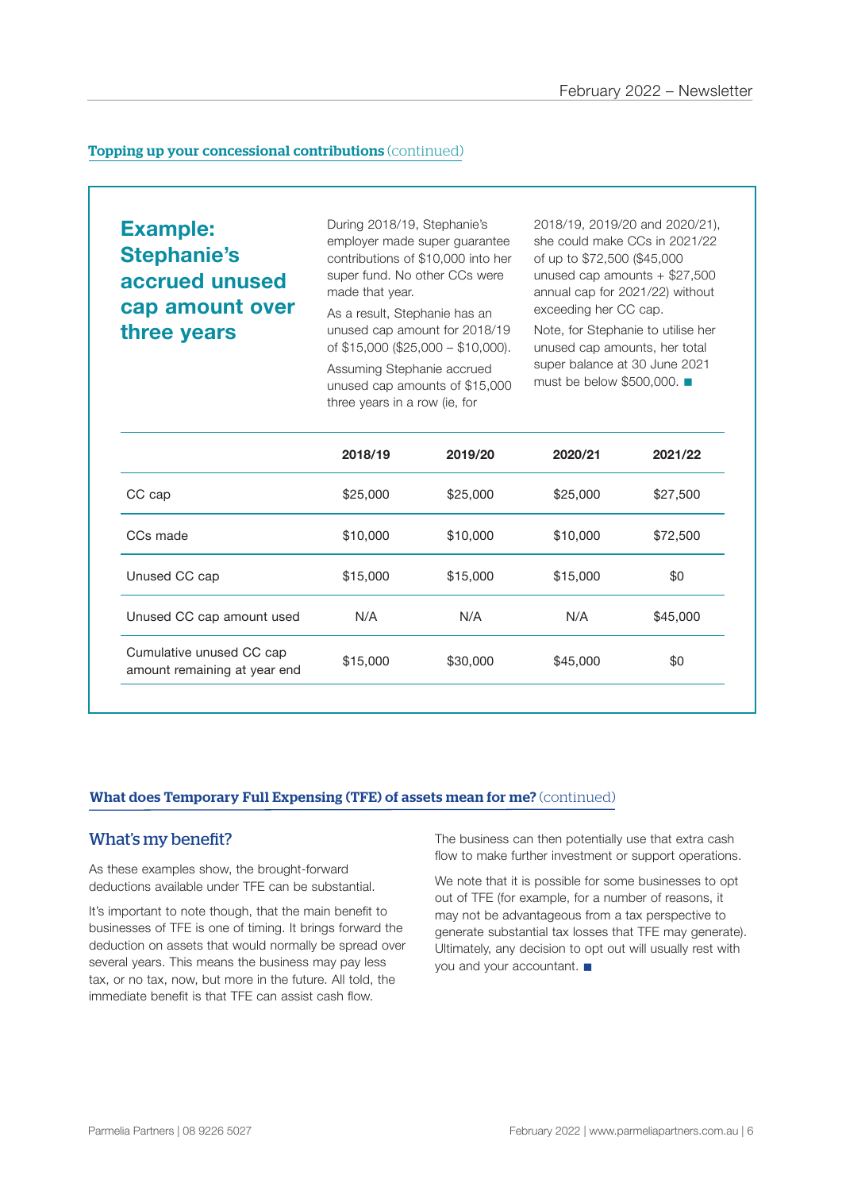## Topping up your concessional contributions (continued)

### Example: Stephanie's accrued unused cap amount over three years

During 2018/19, Stephanie's employer made super guarantee contributions of $10,000 into her super fund. No other CCs were made that year.

As a result, Stephanie has an unused cap amount for 2018/19 of $15,000 ($25,000 – $10,000).

Assuming Stephanie accrued unused cap amounts of $15,000 three years in a row (ie, for 2018/19, 2019/20 and 2020/21), she could make CCs in 2021/22 of up to $72,500 ($45,000 unused cap amounts + $27,500 annual cap for 2021/22) without exceeding her CC cap.

Note, for Stephanie to utilise her unused cap amounts, her total super balance at 30 June 2021 must be below $500,000. ■

| | 2018/19 | 2019/20 | 2020/21 | 2021/22 |
|---|---|---|---|---|
| CC cap | $25,000 | $25,000 | $25,000 | $27,500 |
| CCs made | $10,000 | $10,000 | $10,000 | $72,500 |
| Unused CC cap | $15,000 | $15,000 | $15,000 | $0 |
| Unused CC cap amount used | N/A | N/A | N/A | $45,000 |
| Cumulative unused CC cap amount remaining at year end | $15,000 | $30,000 | $45,000 | $0 |

## What does Temporary Full Expensing (TFE) of assets mean for me? (continued)

### What's my benefit?

As these examples show, the brought-forward deductions available under TFE can be substantial.

It's important to note though, that the main benefit to businesses of TFE is one of timing. It brings forward the deduction on assets that would normally be spread over several years. This means the business may pay less tax, or no tax, now, but more in the future. All told, the immediate benefit is that TFE can assist cash flow.

The business can then potentially use that extra cash flow to make further investment or support operations.

We note that it is possible for some businesses to opt out of TFE (for example, for a number of reasons, it may not be advantageous from a tax perspective to generate substantial tax losses that TFE may generate). Ultimately, any decision to opt out will usually rest with you and your accountant. ■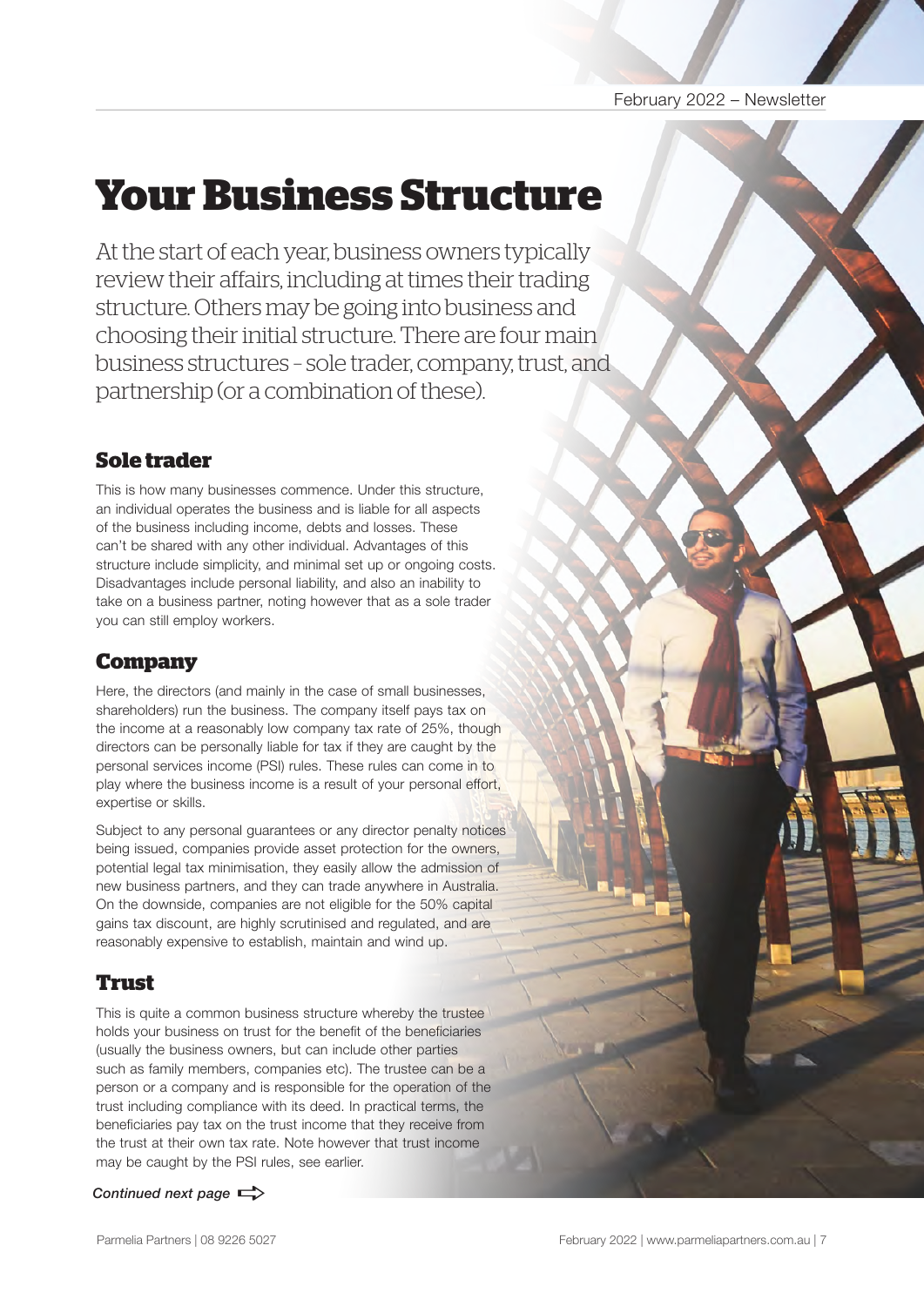# Your Business Structure

At the start of each year, business owners typically review their affairs, including at times their trading structure. Others may be going into business and choosing their initial structure. There are four main business structures – sole trader, company, trust, and partnership (or a combination of these).

## Sole trader

This is how many businesses commence. Under this structure, an individual operates the business and is liable for all aspects of the business including income, debts and losses. These can't be shared with any other individual. Advantages of this structure include simplicity, and minimal set up or ongoing costs. Disadvantages include personal liability, and also an inability to take on a business partner, noting however that as a sole trader you can still employ workers.

## Company

Here, the directors (and mainly in the case of small businesses, shareholders) run the business. The company itself pays tax on the income at a reasonably low company tax rate of 25%, though directors can be personally liable for tax if they are caught by the personal services income (PSI) rules. These rules can come in to play where the business income is a result of your personal effort, expertise or skills.

Subject to any personal guarantees or any director penalty notices being issued, companies provide asset protection for the owners, potential legal tax minimisation, they easily allow the admission of new business partners, and they can trade anywhere in Australia. On the downside, companies are not eligible for the 50% capital gains tax discount, are highly scrutinised and regulated, and are reasonably expensive to establish, maintain and wind up.

## Trust

This is quite a common business structure whereby the trustee holds your business on trust for the benefit of the beneficiaries (usually the business owners, but can include other parties such as family members, companies etc). The trustee can be a person or a company and is responsible for the operation of the trust including compliance with its deed. In practical terms, the beneficiaries pay tax on the trust income that they receive from the trust at their own tax rate. Note however that trust income may be caught by the PSI rules, see earlier.

*Continued next page*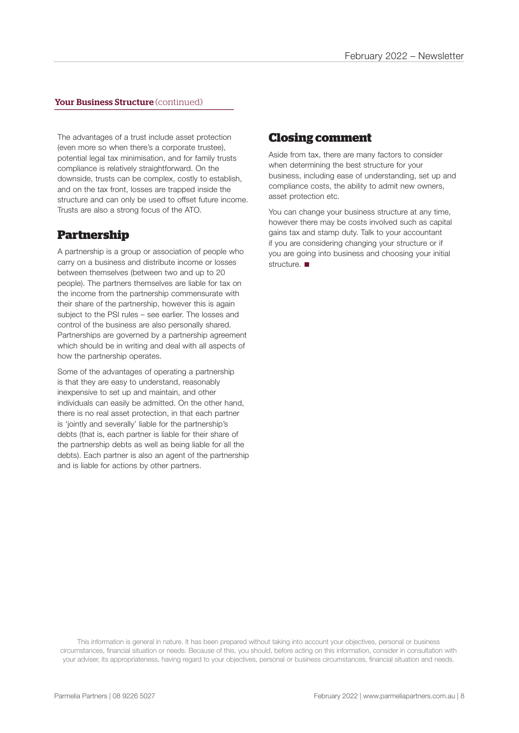**Your Business Structure** (continued)

The advantages of a trust include asset protection (even more so when there's a corporate trustee), potential legal tax minimisation, and for family trusts compliance is relatively straightforward. On the downside, trusts can be complex, costly to establish, and on the tax front, losses are trapped inside the structure and can only be used to offset future income. Trusts are also a strong focus of the ATO.

## Partnership

A partnership is a group or association of people who carry on a business and distribute income or losses between themselves (between two and up to 20 people). The partners themselves are liable for tax on the income from the partnership commensurate with their share of the partnership, however this is again subject to the PSI rules – see earlier. The losses and control of the business are also personally shared. Partnerships are governed by a partnership agreement which should be in writing and deal with all aspects of how the partnership operates.

Some of the advantages of operating a partnership is that they are easy to understand, reasonably inexpensive to set up and maintain, and other individuals can easily be admitted. On the other hand, there is no real asset protection, in that each partner is 'jointly and severally' liable for the partnership's debts (that is, each partner is liable for their share of the partnership debts as well as being liable for all the debts). Each partner is also an agent of the partnership and is liable for actions by other partners.

## Closing comment

Aside from tax, there are many factors to consider when determining the best structure for your business, including ease of understanding, set up and compliance costs, the ability to admit new owners, asset protection etc.

You can change your business structure at any time, however there may be costs involved such as capital gains tax and stamp duty. Talk to your accountant if you are considering changing your structure or if you are going into business and choosing your initial structure. ■

This information is general in nature. It has been prepared without taking into account your objectives, personal or business circumstances, financial situation or needs. Because of this, you should, before acting on this information, consider in consultation with your adviser, its appropriateness, having regard to your objectives, personal or business circumstances, financial situation and needs.